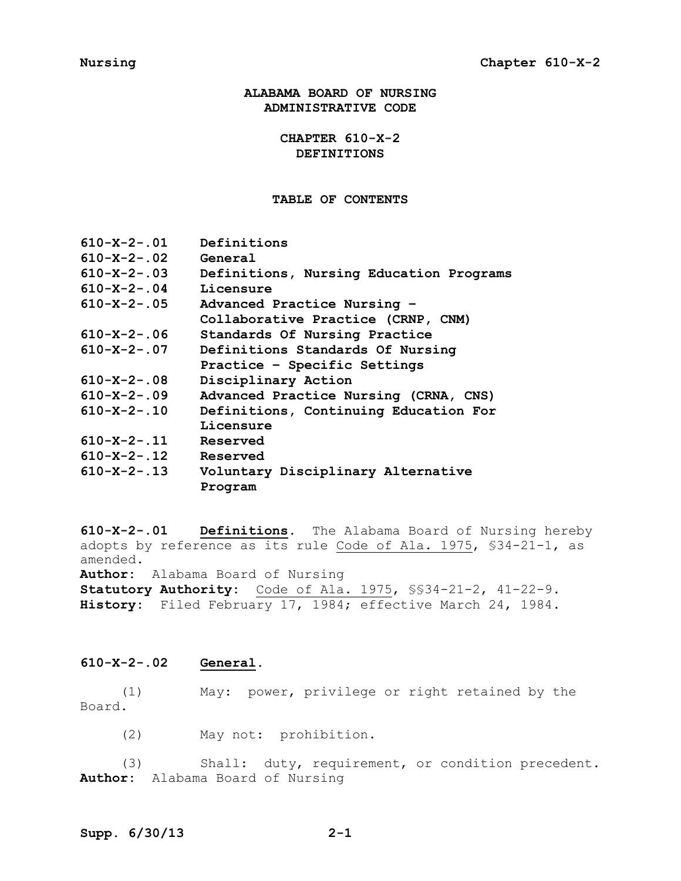# ALABAMA BOARD OF NURSING ADMINISTRATIVE CODE

## CHAPTER 610-X-2 DEFINITIONS

### TABLE OF CONTENTS

| | |
|---|---|
| **610-X-2-.01** | **Definitions** |
| **610-X-2-.02** | **General** |
| **610-X-2-.03** | **Definitions, Nursing Education Programs** |
| **610-X-2-.04** | **Licensure** |
| **610-X-2-.05** | **Advanced Practice Nursing – Collaborative Practice (CRNP, CNM)** |
| **610-X-2-.06** | **Standards Of Nursing Practice** |
| **610-X-2-.07** | **Definitions Standards Of Nursing Practice – Specific Settings** |
| **610-X-2-.08** | **Disciplinary Action** |
| **610-X-2-.09** | **Advanced Practice Nursing (CRNA, CNS)** |
| **610-X-2-.10** | **Definitions, Continuing Education For Licensure** |
| **610-X-2-.11** | **Reserved** |
| **610-X-2-.12** | **Reserved** |
| **610-X-2-.13** | **Voluntary Disciplinary Alternative Program** |

**610-X-2-.01 Definitions.** The Alabama Board of Nursing hereby adopts by reference as its rule Code of Ala. 1975, §34-21-1, as amended.
**Author:** Alabama Board of Nursing
**Statutory Authority:** Code of Ala. 1975, §§34-21-2, 41-22-9.
**History:** Filed February 17, 1984; effective March 24, 1984.

**610-X-2-.02 General.**

(1) May: power, privilege or right retained by the Board.

(2) May not: prohibition.

(3) Shall: duty, requirement, or condition precedent.
**Author:** Alabama Board of Nursing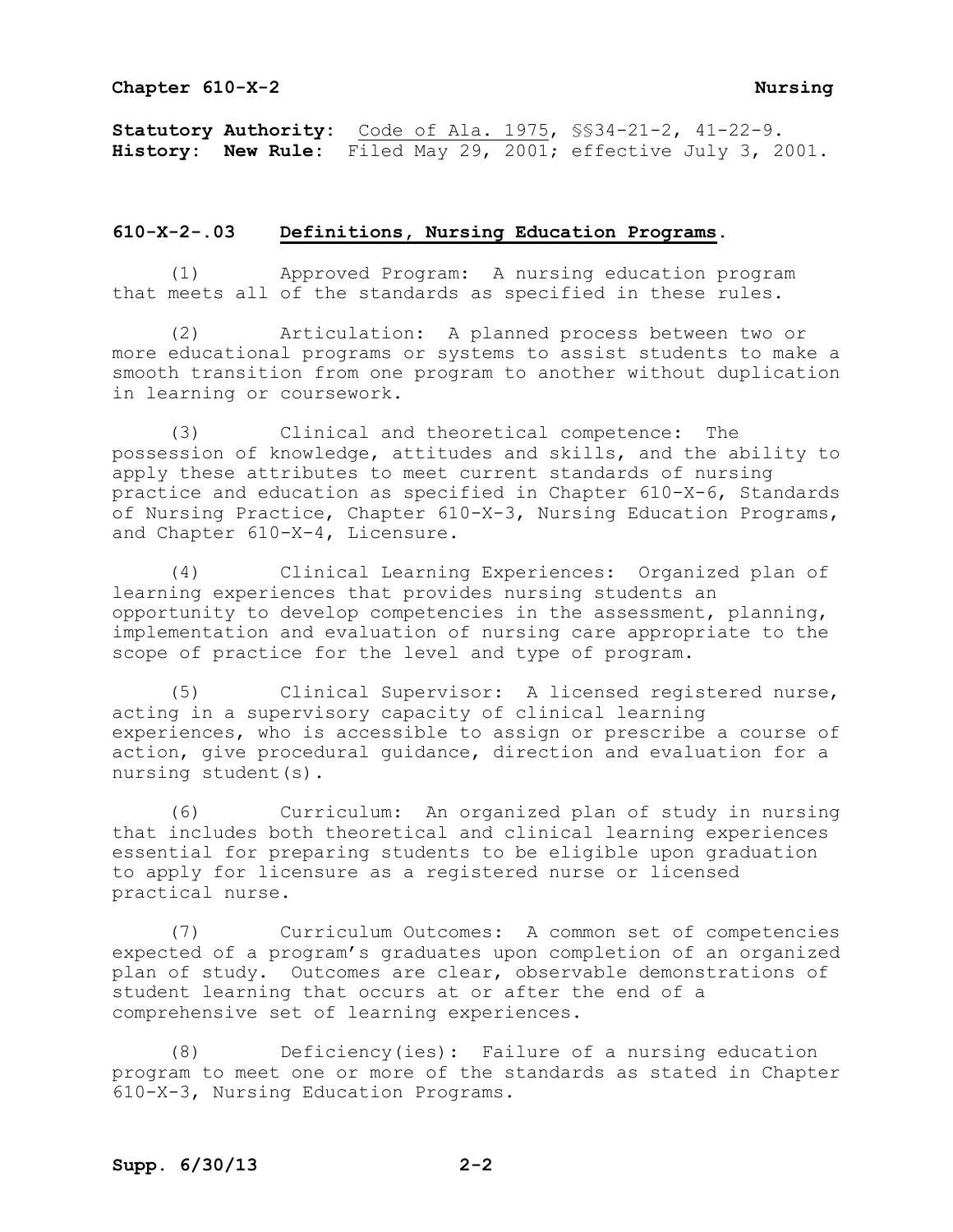**Statutory Authority**: Code of Ala. 1975, §§34-21-2, 41-22-9.
**History**: **New Rule**: Filed May 29, 2001; effective July 3, 2001.

### 610-X-2-.03 Definitions, Nursing Education Programs.

(1) Approved Program: A nursing education program that meets all of the standards as specified in these rules.

(2) Articulation: A planned process between two or more educational programs or systems to assist students to make a smooth transition from one program to another without duplication in learning or coursework.

(3) Clinical and theoretical competence: The possession of knowledge, attitudes and skills, and the ability to apply these attributes to meet current standards of nursing practice and education as specified in Chapter 610-X-6, Standards of Nursing Practice, Chapter 610-X-3, Nursing Education Programs, and Chapter 610-X-4, Licensure.

(4) Clinical Learning Experiences: Organized plan of learning experiences that provides nursing students an opportunity to develop competencies in the assessment, planning, implementation and evaluation of nursing care appropriate to the scope of practice for the level and type of program.

(5) Clinical Supervisor: A licensed registered nurse, acting in a supervisory capacity of clinical learning experiences, who is accessible to assign or prescribe a course of action, give procedural guidance, direction and evaluation for a nursing student(s).

(6) Curriculum: An organized plan of study in nursing that includes both theoretical and clinical learning experiences essential for preparing students to be eligible upon graduation to apply for licensure as a registered nurse or licensed practical nurse.

(7) Curriculum Outcomes: A common set of competencies expected of a program's graduates upon completion of an organized plan of study. Outcomes are clear, observable demonstrations of student learning that occurs at or after the end of a comprehensive set of learning experiences.

(8) Deficiency(ies): Failure of a nursing education program to meet one or more of the standards as stated in Chapter 610-X-3, Nursing Education Programs.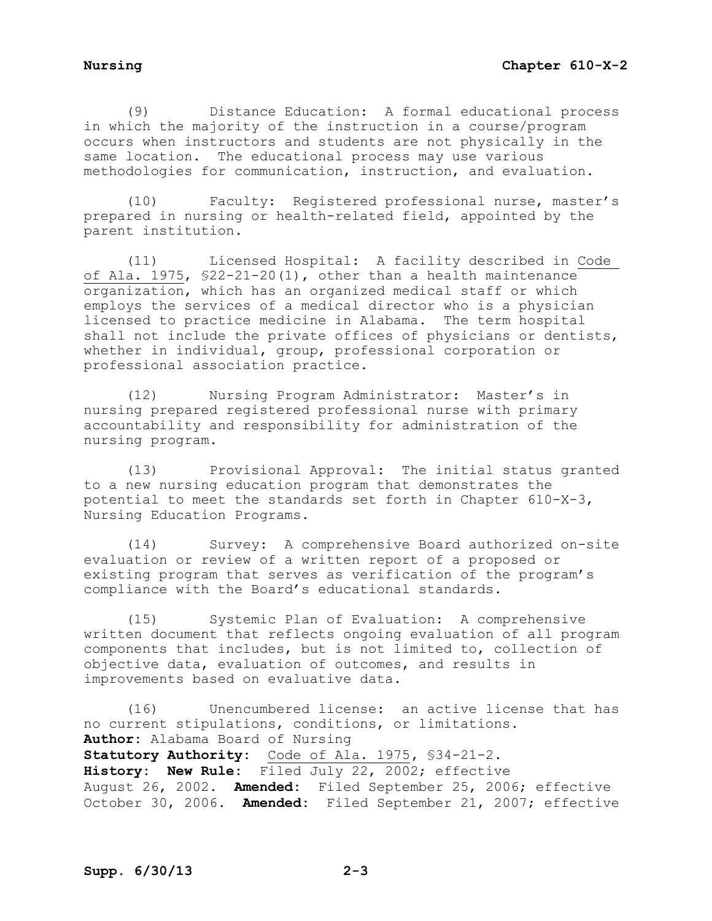(9) Distance Education: A formal educational process in which the majority of the instruction in a course/program occurs when instructors and students are not physically in the same location. The educational process may use various methodologies for communication, instruction, and evaluation.

(10) Faculty: Registered professional nurse, master's prepared in nursing or health-related field, appointed by the parent institution.

(11) Licensed Hospital: A facility described in Code of Ala. 1975, §22-21-20(1), other than a health maintenance organization, which has an organized medical staff or which employs the services of a medical director who is a physician licensed to practice medicine in Alabama. The term hospital shall not include the private offices of physicians or dentists, whether in individual, group, professional corporation or professional association practice.

(12) Nursing Program Administrator: Master's in nursing prepared registered professional nurse with primary accountability and responsibility for administration of the nursing program.

(13) Provisional Approval: The initial status granted to a new nursing education program that demonstrates the potential to meet the standards set forth in Chapter 610-X-3, Nursing Education Programs.

(14) Survey: A comprehensive Board authorized on-site evaluation or review of a written report of a proposed or existing program that serves as verification of the program's compliance with the Board's educational standards.

(15) Systemic Plan of Evaluation: A comprehensive written document that reflects ongoing evaluation of all program components that includes, but is not limited to, collection of objective data, evaluation of outcomes, and results in improvements based on evaluative data.

(16) Unencumbered license: an active license that has no current stipulations, conditions, or limitations.

**Author:** Alabama Board of Nursing
**Statutory Authority:** Code of Ala. 1975, §34-21-2.
**History: New Rule:** Filed July 22, 2002; effective August 26, 2002. **Amended:** Filed September 25, 2006; effective October 30, 2006. **Amended:** Filed September 21, 2007; effective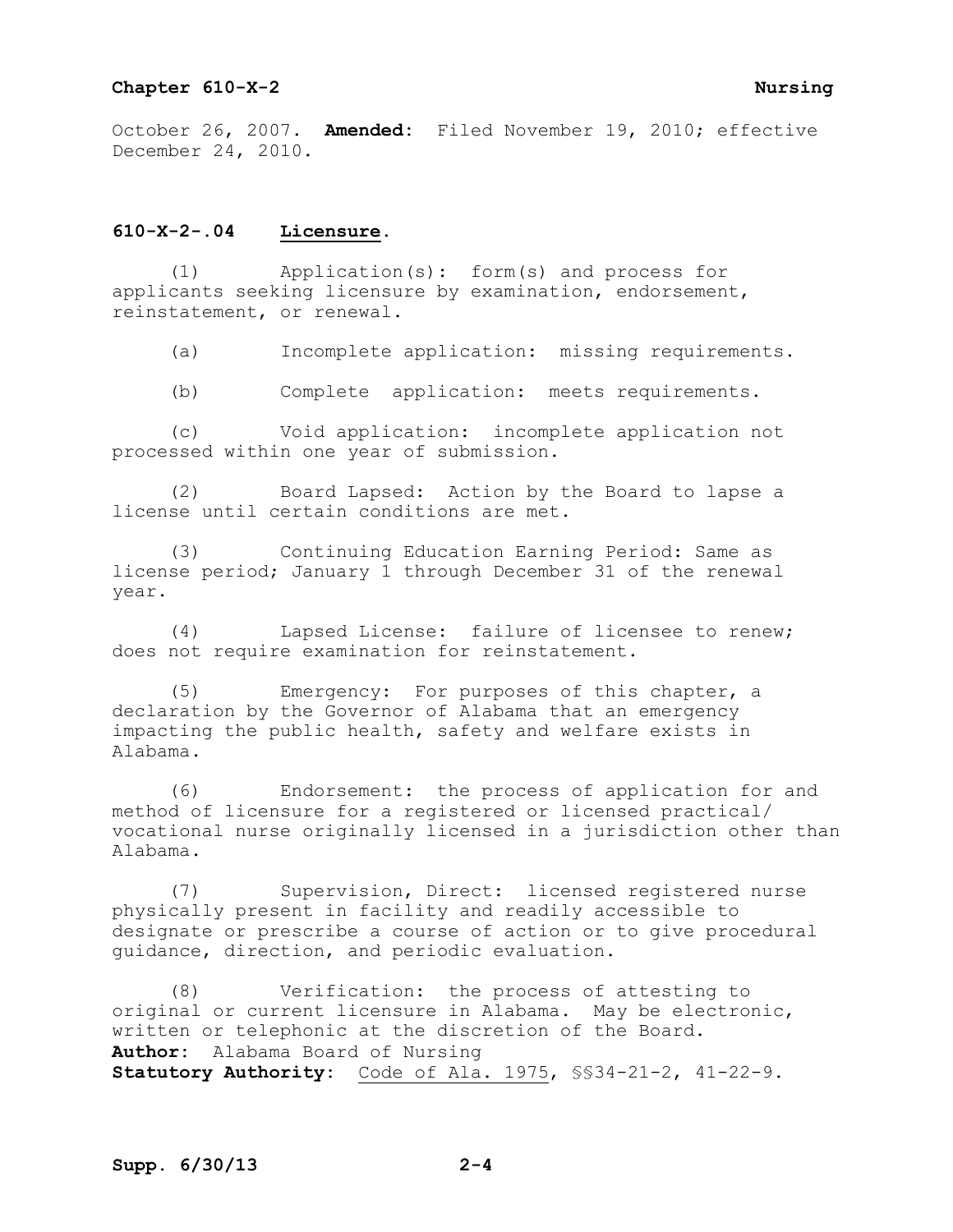October 26, 2007. **Amended**: Filed November 19, 2010; effective December 24, 2010.

## 610-X-2-.04 Licensure.

(1) Application(s): form(s) and process for applicants seeking licensure by examination, endorsement, reinstatement, or renewal.

(a) Incomplete application: missing requirements.

(b) Complete application: meets requirements.

(c) Void application: incomplete application not processed within one year of submission.

(2) Board Lapsed: Action by the Board to lapse a license until certain conditions are met.

(3) Continuing Education Earning Period: Same as license period; January 1 through December 31 of the renewal year.

(4) Lapsed License: failure of licensee to renew; does not require examination for reinstatement.

(5) Emergency: For purposes of this chapter, a declaration by the Governor of Alabama that an emergency impacting the public health, safety and welfare exists in Alabama.

(6) Endorsement: the process of application for and method of licensure for a registered or licensed practical/ vocational nurse originally licensed in a jurisdiction other than Alabama.

(7) Supervision, Direct: licensed registered nurse physically present in facility and readily accessible to designate or prescribe a course of action or to give procedural guidance, direction, and periodic evaluation.

(8) Verification: the process of attesting to original or current licensure in Alabama. May be electronic, written or telephonic at the discretion of the Board.

**Author**: Alabama Board of Nursing
**Statutory Authority**: Code of Ala. 1975, §§34-21-2, 41-22-9.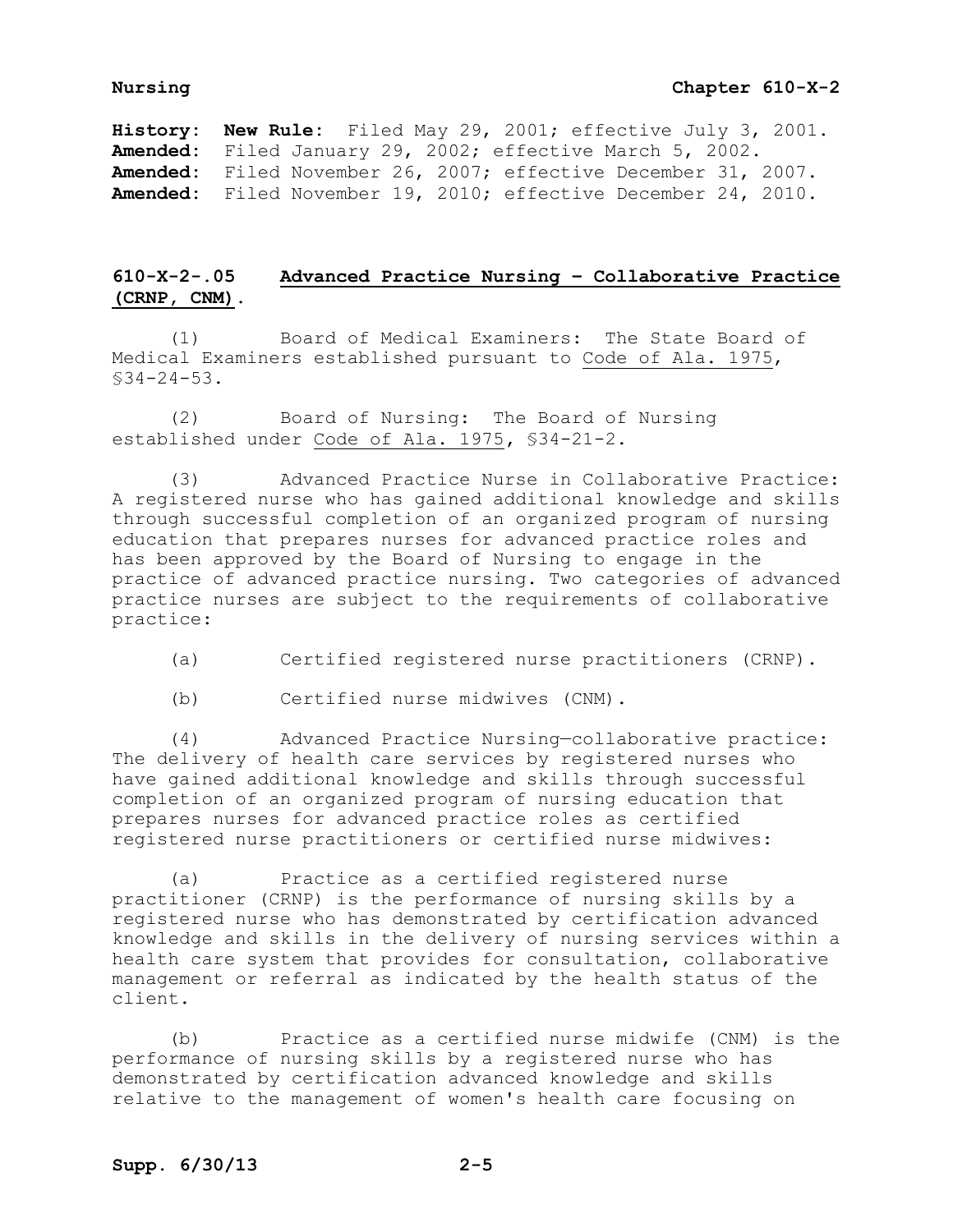**History: New Rule**: Filed May 29, 2001; effective July 3, 2001.
**Amended:** Filed January 29, 2002; effective March 5, 2002.
**Amended:** Filed November 26, 2007; effective December 31, 2007.
**Amended:** Filed November 19, 2010; effective December 24, 2010.

## 610-X-2-.05 Advanced Practice Nursing – Collaborative Practice (CRNP, CNM).

(1) Board of Medical Examiners: The State Board of Medical Examiners established pursuant to Code of Ala. 1975, §34-24-53.

(2) Board of Nursing: The Board of Nursing established under Code of Ala. 1975, §34-21-2.

(3) Advanced Practice Nurse in Collaborative Practice: A registered nurse who has gained additional knowledge and skills through successful completion of an organized program of nursing education that prepares nurses for advanced practice roles and has been approved by the Board of Nursing to engage in the practice of advanced practice nursing. Two categories of advanced practice nurses are subject to the requirements of collaborative practice:

(a) Certified registered nurse practitioners (CRNP).

(b) Certified nurse midwives (CNM).

(4) Advanced Practice Nursing—collaborative practice: The delivery of health care services by registered nurses who have gained additional knowledge and skills through successful completion of an organized program of nursing education that prepares nurses for advanced practice roles as certified registered nurse practitioners or certified nurse midwives:

(a) Practice as a certified registered nurse practitioner (CRNP) is the performance of nursing skills by a registered nurse who has demonstrated by certification advanced knowledge and skills in the delivery of nursing services within a health care system that provides for consultation, collaborative management or referral as indicated by the health status of the client.

(b) Practice as a certified nurse midwife (CNM) is the performance of nursing skills by a registered nurse who has demonstrated by certification advanced knowledge and skills relative to the management of women's health care focusing on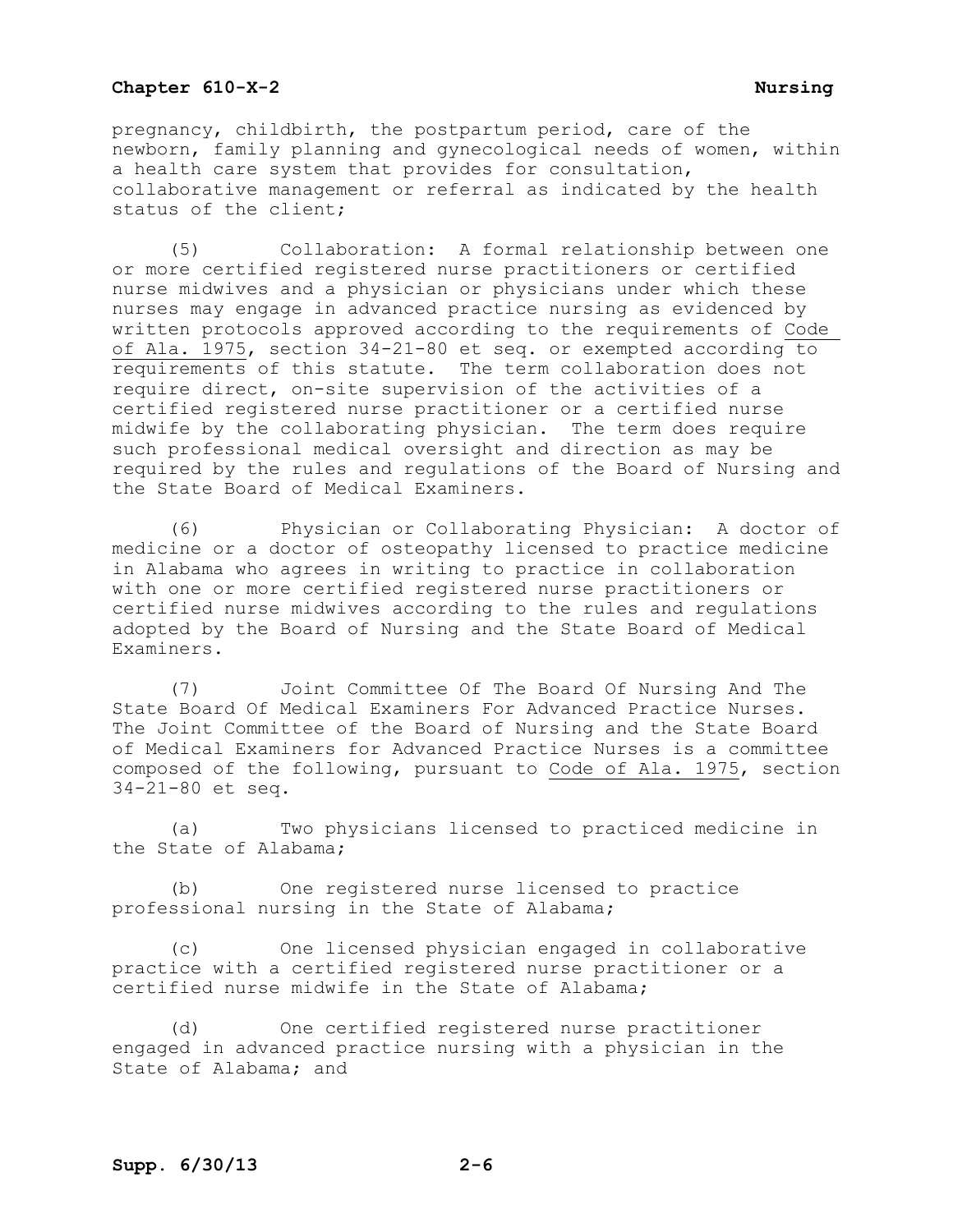pregnancy, childbirth, the postpartum period, care of the newborn, family planning and gynecological needs of women, within a health care system that provides for consultation, collaborative management or referral as indicated by the health status of the client;

(5) Collaboration: A formal relationship between one or more certified registered nurse practitioners or certified nurse midwives and a physician or physicians under which these nurses may engage in advanced practice nursing as evidenced by written protocols approved according to the requirements of Code of Ala. 1975, section 34-21-80 et seq. or exempted according to requirements of this statute. The term collaboration does not require direct, on-site supervision of the activities of a certified registered nurse practitioner or a certified nurse midwife by the collaborating physician. The term does require such professional medical oversight and direction as may be required by the rules and regulations of the Board of Nursing and the State Board of Medical Examiners.

(6) Physician or Collaborating Physician: A doctor of medicine or a doctor of osteopathy licensed to practice medicine in Alabama who agrees in writing to practice in collaboration with one or more certified registered nurse practitioners or certified nurse midwives according to the rules and regulations adopted by the Board of Nursing and the State Board of Medical Examiners.

(7) Joint Committee Of The Board Of Nursing And The State Board Of Medical Examiners For Advanced Practice Nurses. The Joint Committee of the Board of Nursing and the State Board of Medical Examiners for Advanced Practice Nurses is a committee composed of the following, pursuant to Code of Ala. 1975, section 34-21-80 et seq.

(a) Two physicians licensed to practiced medicine in the State of Alabama;

(b) One registered nurse licensed to practice professional nursing in the State of Alabama;

(c) One licensed physician engaged in collaborative practice with a certified registered nurse practitioner or a certified nurse midwife in the State of Alabama;

(d) One certified registered nurse practitioner engaged in advanced practice nursing with a physician in the State of Alabama; and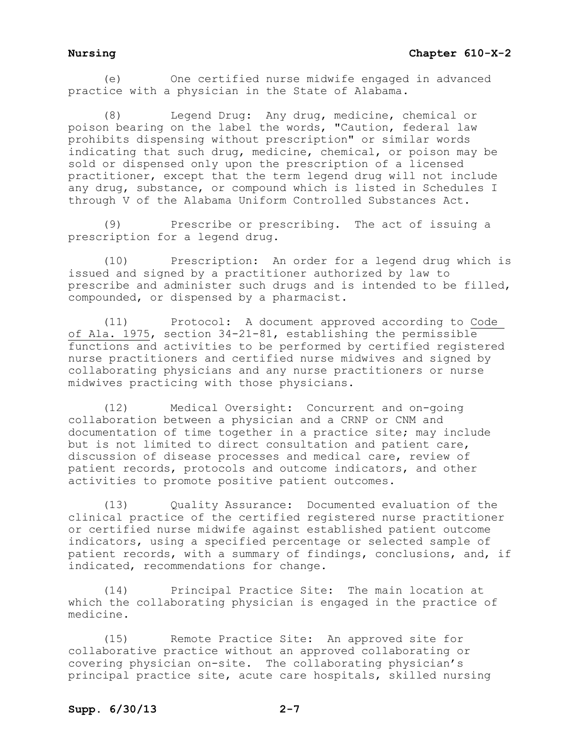(e) One certified nurse midwife engaged in advanced practice with a physician in the State of Alabama.

(8) Legend Drug: Any drug, medicine, chemical or poison bearing on the label the words, "Caution, federal law prohibits dispensing without prescription" or similar words indicating that such drug, medicine, chemical, or poison may be sold or dispensed only upon the prescription of a licensed practitioner, except that the term legend drug will not include any drug, substance, or compound which is listed in Schedules I through V of the Alabama Uniform Controlled Substances Act.

(9) Prescribe or prescribing. The act of issuing a prescription for a legend drug.

(10) Prescription: An order for a legend drug which is issued and signed by a practitioner authorized by law to prescribe and administer such drugs and is intended to be filled, compounded, or dispensed by a pharmacist.

(11) Protocol: A document approved according to Code of Ala. 1975, section 34-21-81, establishing the permissible functions and activities to be performed by certified registered nurse practitioners and certified nurse midwives and signed by collaborating physicians and any nurse practitioners or nurse midwives practicing with those physicians.

(12) Medical Oversight: Concurrent and on-going collaboration between a physician and a CRNP or CNM and documentation of time together in a practice site; may include but is not limited to direct consultation and patient care, discussion of disease processes and medical care, review of patient records, protocols and outcome indicators, and other activities to promote positive patient outcomes.

(13) Quality Assurance: Documented evaluation of the clinical practice of the certified registered nurse practitioner or certified nurse midwife against established patient outcome indicators, using a specified percentage or selected sample of patient records, with a summary of findings, conclusions, and, if indicated, recommendations for change.

(14) Principal Practice Site: The main location at which the collaborating physician is engaged in the practice of medicine.

(15) Remote Practice Site: An approved site for collaborative practice without an approved collaborating or covering physician on-site. The collaborating physician's principal practice site, acute care hospitals, skilled nursing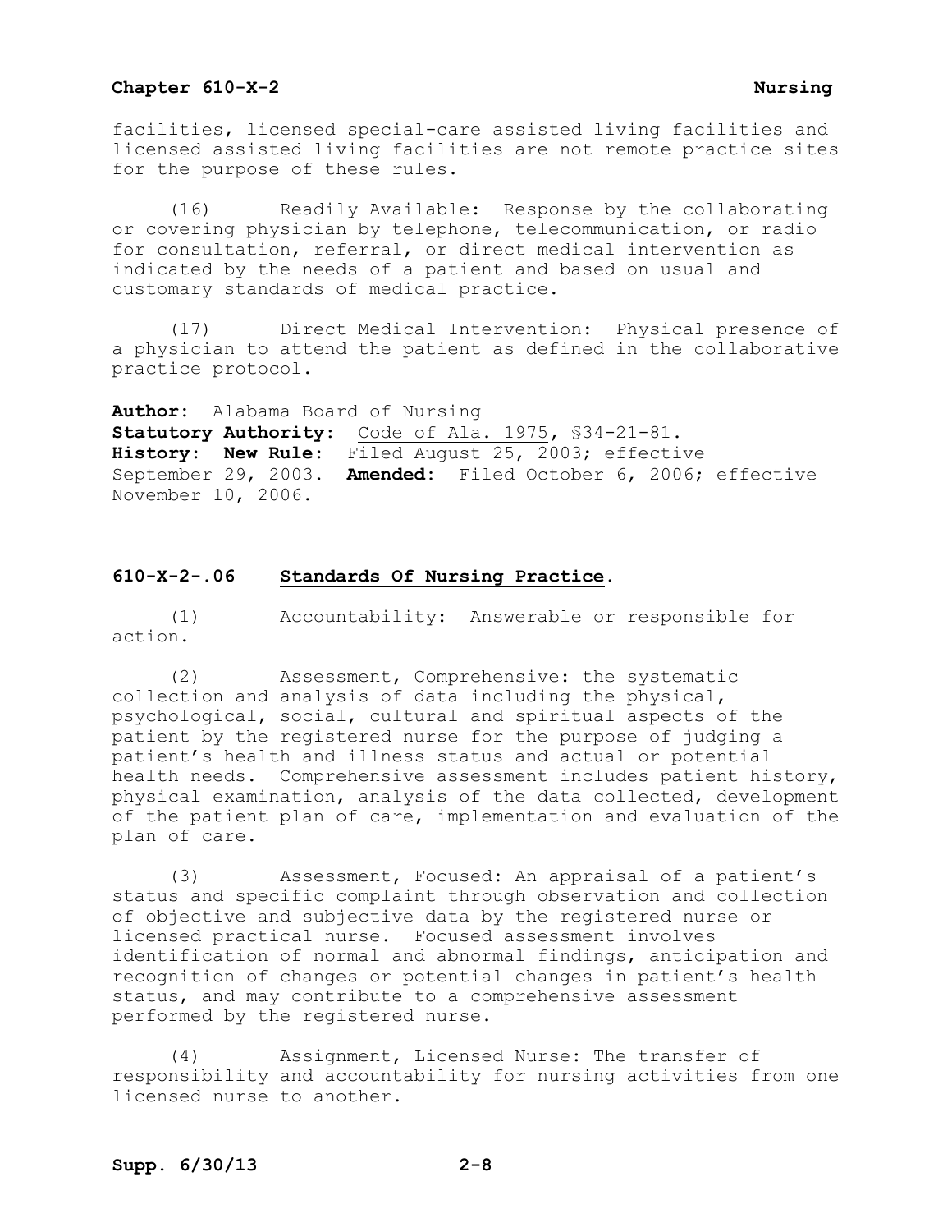facilities, licensed special-care assisted living facilities and licensed assisted living facilities are not remote practice sites for the purpose of these rules.

(16) Readily Available: Response by the collaborating or covering physician by telephone, telecommunication, or radio for consultation, referral, or direct medical intervention as indicated by the needs of a patient and based on usual and customary standards of medical practice.

(17) Direct Medical Intervention: Physical presence of a physician to attend the patient as defined in the collaborative practice protocol.

**Author:** Alabama Board of Nursing
**Statutory Authority:** Code of Ala. 1975, §34-21-81.
**History:** **New Rule:** Filed August 25, 2003; effective September 29, 2003. **Amended:** Filed October 6, 2006; effective November 10, 2006.

### 610-X-2-.06 Standards Of Nursing Practice.

(1) Accountability: Answerable or responsible for action.

(2) Assessment, Comprehensive: the systematic collection and analysis of data including the physical, psychological, social, cultural and spiritual aspects of the patient by the registered nurse for the purpose of judging a patient's health and illness status and actual or potential health needs. Comprehensive assessment includes patient history, physical examination, analysis of the data collected, development of the patient plan of care, implementation and evaluation of the plan of care.

(3) Assessment, Focused: An appraisal of a patient's status and specific complaint through observation and collection of objective and subjective data by the registered nurse or licensed practical nurse. Focused assessment involves identification of normal and abnormal findings, anticipation and recognition of changes or potential changes in patient's health status, and may contribute to a comprehensive assessment performed by the registered nurse.

(4) Assignment, Licensed Nurse: The transfer of responsibility and accountability for nursing activities from one licensed nurse to another.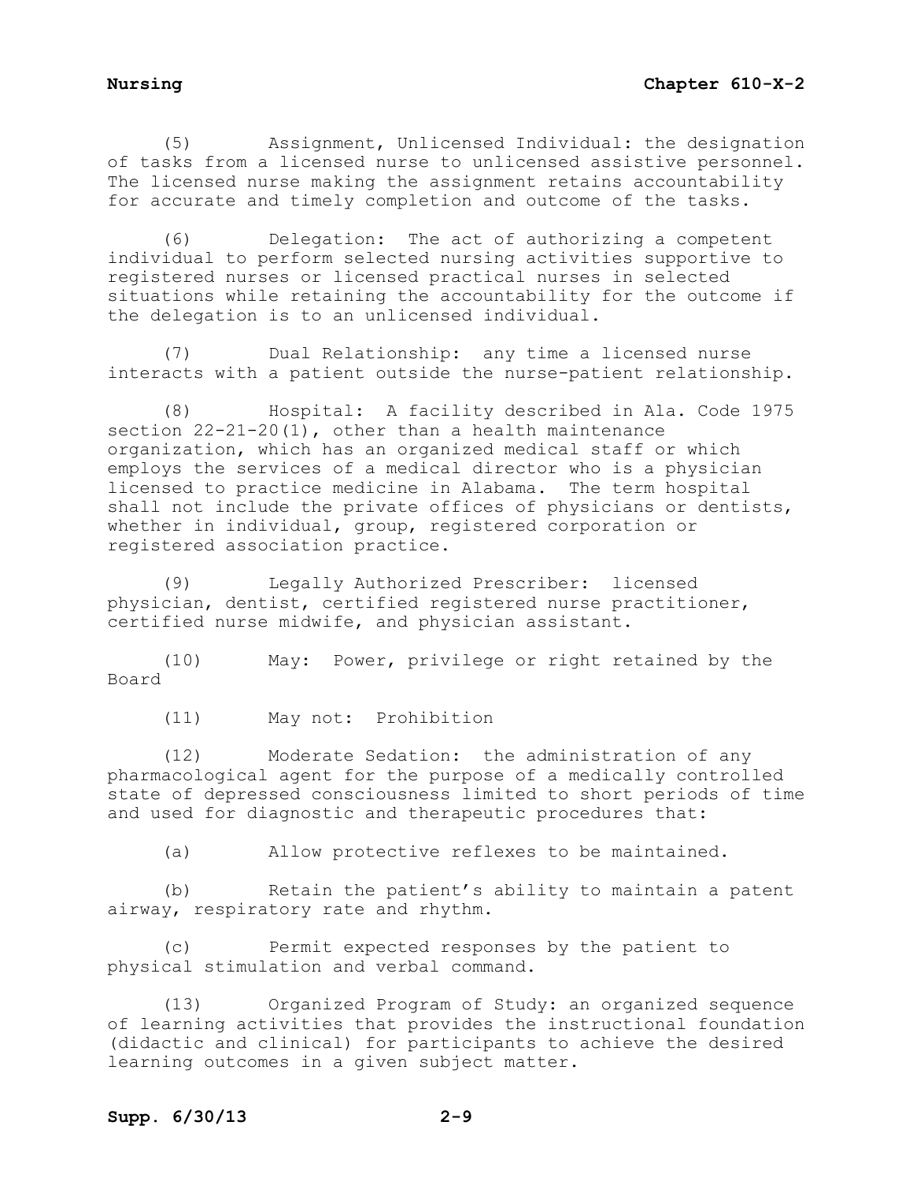(5) Assignment, Unlicensed Individual: the designation of tasks from a licensed nurse to unlicensed assistive personnel. The licensed nurse making the assignment retains accountability for accurate and timely completion and outcome of the tasks.

(6) Delegation: The act of authorizing a competent individual to perform selected nursing activities supportive to registered nurses or licensed practical nurses in selected situations while retaining the accountability for the outcome if the delegation is to an unlicensed individual.

(7) Dual Relationship: any time a licensed nurse interacts with a patient outside the nurse-patient relationship.

(8) Hospital: A facility described in Ala. Code 1975 section 22-21-20(1), other than a health maintenance organization, which has an organized medical staff or which employs the services of a medical director who is a physician licensed to practice medicine in Alabama. The term hospital shall not include the private offices of physicians or dentists, whether in individual, group, registered corporation or registered association practice.

(9) Legally Authorized Prescriber: licensed physician, dentist, certified registered nurse practitioner, certified nurse midwife, and physician assistant.

(10) May: Power, privilege or right retained by the Board

(11) May not: Prohibition

(12) Moderate Sedation: the administration of any pharmacological agent for the purpose of a medically controlled state of depressed consciousness limited to short periods of time and used for diagnostic and therapeutic procedures that:

(a) Allow protective reflexes to be maintained.

(b) Retain the patient's ability to maintain a patent airway, respiratory rate and rhythm.

(c) Permit expected responses by the patient to physical stimulation and verbal command.

(13) Organized Program of Study: an organized sequence of learning activities that provides the instructional foundation (didactic and clinical) for participants to achieve the desired learning outcomes in a given subject matter.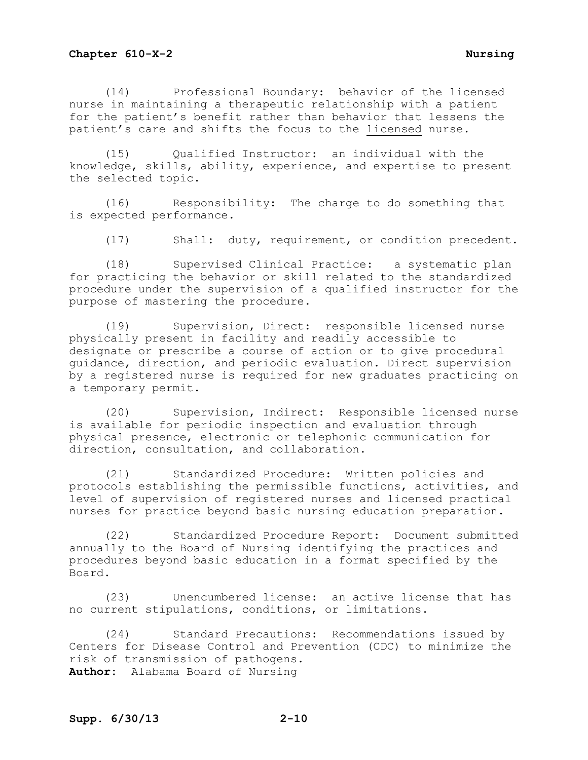(14) Professional Boundary: behavior of the licensed nurse in maintaining a therapeutic relationship with a patient for the patient's benefit rather than behavior that lessens the patient's care and shifts the focus to the <u>licensed</u> nurse.

(15) Qualified Instructor: an individual with the knowledge, skills, ability, experience, and expertise to present the selected topic.

(16) Responsibility: The charge to do something that is expected performance.

(17) Shall: duty, requirement, or condition precedent.

(18) Supervised Clinical Practice: a systematic plan for practicing the behavior or skill related to the standardized procedure under the supervision of a qualified instructor for the purpose of mastering the procedure.

(19) Supervision, Direct: responsible licensed nurse physically present in facility and readily accessible to designate or prescribe a course of action or to give procedural guidance, direction, and periodic evaluation. Direct supervision by a registered nurse is required for new graduates practicing on a temporary permit.

(20) Supervision, Indirect: Responsible licensed nurse is available for periodic inspection and evaluation through physical presence, electronic or telephonic communication for direction, consultation, and collaboration.

(21) Standardized Procedure: Written policies and protocols establishing the permissible functions, activities, and level of supervision of registered nurses and licensed practical nurses for practice beyond basic nursing education preparation.

(22) Standardized Procedure Report: Document submitted annually to the Board of Nursing identifying the practices and procedures beyond basic education in a format specified by the Board.

(23) Unencumbered license: an active license that has no current stipulations, conditions, or limitations.

(24) Standard Precautions: Recommendations issued by Centers for Disease Control and Prevention (CDC) to minimize the risk of transmission of pathogens.

**Author:** Alabama Board of Nursing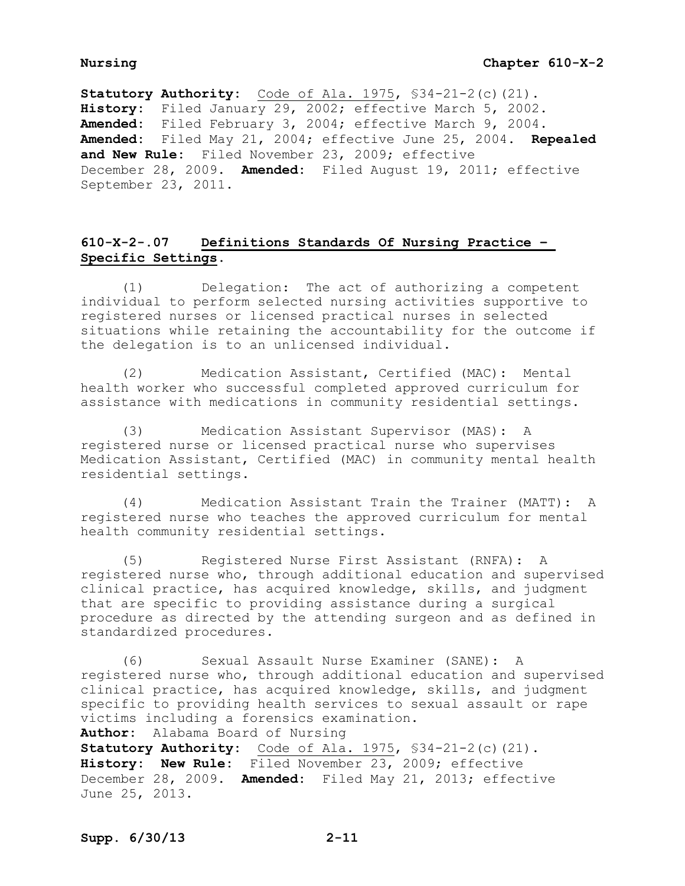**Statutory Authority:** Code of Ala. 1975, §34-21-2(c)(21).
**History:** Filed January 29, 2002; effective March 5, 2002.
**Amended:** Filed February 3, 2004; effective March 9, 2004.
**Amended:** Filed May 21, 2004; effective June 25, 2004. **Repealed and New Rule:** Filed November 23, 2009; effective December 28, 2009. **Amended:** Filed August 19, 2011; effective September 23, 2011.

## 610-X-2-.07 Definitions Standards Of Nursing Practice – Specific Settings.

(1) Delegation: The act of authorizing a competent individual to perform selected nursing activities supportive to registered nurses or licensed practical nurses in selected situations while retaining the accountability for the outcome if the delegation is to an unlicensed individual.

(2) Medication Assistant, Certified (MAC): Mental health worker who successful completed approved curriculum for assistance with medications in community residential settings.

(3) Medication Assistant Supervisor (MAS): A registered nurse or licensed practical nurse who supervises Medication Assistant, Certified (MAC) in community mental health residential settings.

(4) Medication Assistant Train the Trainer (MATT): A registered nurse who teaches the approved curriculum for mental health community residential settings.

(5) Registered Nurse First Assistant (RNFA): A registered nurse who, through additional education and supervised clinical practice, has acquired knowledge, skills, and judgment that are specific to providing assistance during a surgical procedure as directed by the attending surgeon and as defined in standardized procedures.

(6) Sexual Assault Nurse Examiner (SANE): A registered nurse who, through additional education and supervised clinical practice, has acquired knowledge, skills, and judgment specific to providing health services to sexual assault or rape victims including a forensics examination.

**Author:** Alabama Board of Nursing
**Statutory Authority:** Code of Ala. 1975, §34-21-2(c)(21).
**History: New Rule:** Filed November 23, 2009; effective December 28, 2009. **Amended:** Filed May 21, 2013; effective June 25, 2013.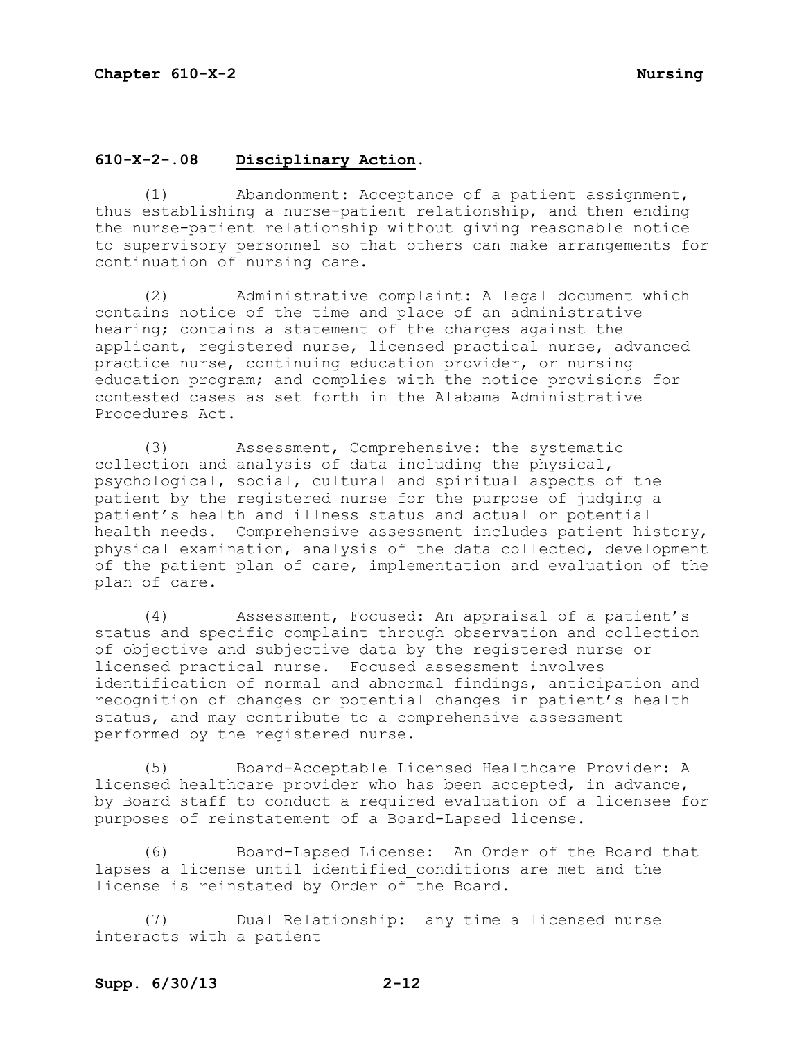## 610-X-2-.08 Disciplinary Action.

(1) Abandonment: Acceptance of a patient assignment, thus establishing a nurse-patient relationship, and then ending the nurse-patient relationship without giving reasonable notice to supervisory personnel so that others can make arrangements for continuation of nursing care.

(2) Administrative complaint: A legal document which contains notice of the time and place of an administrative hearing; contains a statement of the charges against the applicant, registered nurse, licensed practical nurse, advanced practice nurse, continuing education provider, or nursing education program; and complies with the notice provisions for contested cases as set forth in the Alabama Administrative Procedures Act.

(3) Assessment, Comprehensive: the systematic collection and analysis of data including the physical, psychological, social, cultural and spiritual aspects of the patient by the registered nurse for the purpose of judging a patient's health and illness status and actual or potential health needs. Comprehensive assessment includes patient history, physical examination, analysis of the data collected, development of the patient plan of care, implementation and evaluation of the plan of care.

(4) Assessment, Focused: An appraisal of a patient's status and specific complaint through observation and collection of objective and subjective data by the registered nurse or licensed practical nurse. Focused assessment involves identification of normal and abnormal findings, anticipation and recognition of changes or potential changes in patient's health status, and may contribute to a comprehensive assessment performed by the registered nurse.

(5) Board-Acceptable Licensed Healthcare Provider: A licensed healthcare provider who has been accepted, in advance, by Board staff to conduct a required evaluation of a licensee for purposes of reinstatement of a Board-Lapsed license.

(6) Board-Lapsed License: An Order of the Board that lapses a license until identified conditions are met and the license is reinstated by Order of the Board.

(7) Dual Relationship: any time a licensed nurse interacts with a patient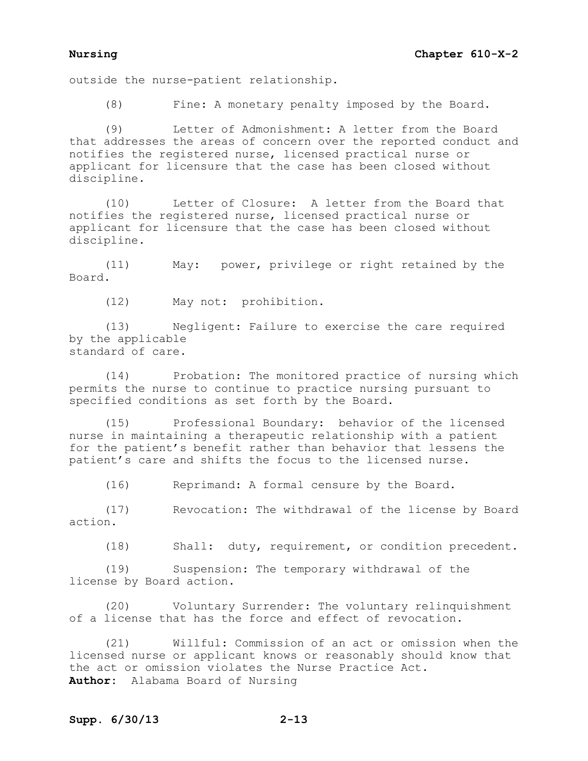outside the nurse-patient relationship.

(8) Fine: A monetary penalty imposed by the Board.

(9) Letter of Admonishment: A letter from the Board that addresses the areas of concern over the reported conduct and notifies the registered nurse, licensed practical nurse or applicant for licensure that the case has been closed without discipline.

(10) Letter of Closure: A letter from the Board that notifies the registered nurse, licensed practical nurse or applicant for licensure that the case has been closed without discipline.

(11) May: power, privilege or right retained by the Board.

(12) May not: prohibition.

(13) Negligent: Failure to exercise the care required by the applicable standard of care.

(14) Probation: The monitored practice of nursing which permits the nurse to continue to practice nursing pursuant to specified conditions as set forth by the Board.

(15) Professional Boundary: behavior of the licensed nurse in maintaining a therapeutic relationship with a patient for the patient's benefit rather than behavior that lessens the patient's care and shifts the focus to the licensed nurse.

(16) Reprimand: A formal censure by the Board.

(17) Revocation: The withdrawal of the license by Board action.

(18) Shall: duty, requirement, or condition precedent.

(19) Suspension: The temporary withdrawal of the license by Board action.

(20) Voluntary Surrender: The voluntary relinquishment of a license that has the force and effect of revocation.

(21) Willful: Commission of an act or omission when the licensed nurse or applicant knows or reasonably should know that the act or omission violates the Nurse Practice Act.

**Author:** Alabama Board of Nursing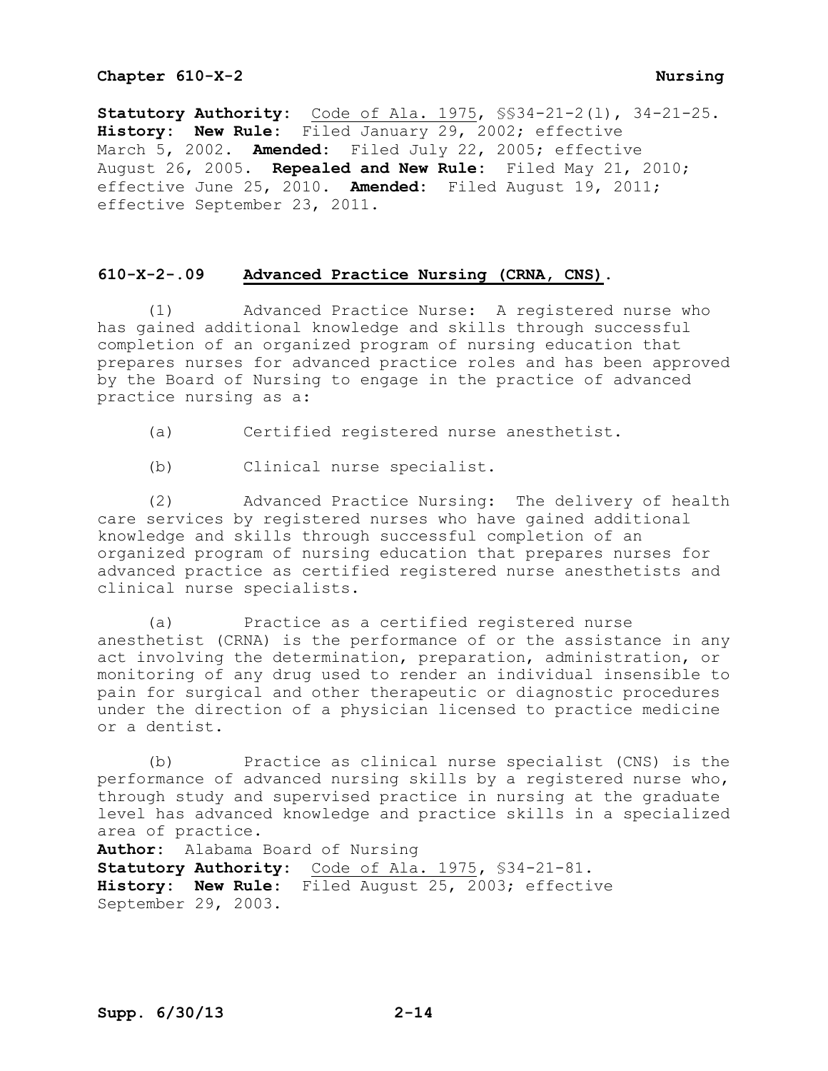**Statutory Authority:** Code of Ala. 1975, §§34-21-2(l), 34-21-25.
**History:** **New Rule:** Filed January 29, 2002; effective March 5, 2002. **Amended:** Filed July 22, 2005; effective August 26, 2005. **Repealed and New Rule:** Filed May 21, 2010; effective June 25, 2010. **Amended:** Filed August 19, 2011; effective September 23, 2011.

## 610-X-2-.09 Advanced Practice Nursing (CRNA, CNS).

(1) Advanced Practice Nurse: A registered nurse who has gained additional knowledge and skills through successful completion of an organized program of nursing education that prepares nurses for advanced practice roles and has been approved by the Board of Nursing to engage in the practice of advanced practice nursing as a:

(a) Certified registered nurse anesthetist.

(b) Clinical nurse specialist.

(2) Advanced Practice Nursing: The delivery of health care services by registered nurses who have gained additional knowledge and skills through successful completion of an organized program of nursing education that prepares nurses for advanced practice as certified registered nurse anesthetists and clinical nurse specialists.

(a) Practice as a certified registered nurse anesthetist (CRNA) is the performance of or the assistance in any act involving the determination, preparation, administration, or monitoring of any drug used to render an individual insensible to pain for surgical and other therapeutic or diagnostic procedures under the direction of a physician licensed to practice medicine or a dentist.

(b) Practice as clinical nurse specialist (CNS) is the performance of advanced nursing skills by a registered nurse who, through study and supervised practice in nursing at the graduate level has advanced knowledge and practice skills in a specialized area of practice.

**Author:** Alabama Board of Nursing
**Statutory Authority:** Code of Ala. 1975, §34-21-81.
**History:** **New Rule:** Filed August 25, 2003; effective September 29, 2003.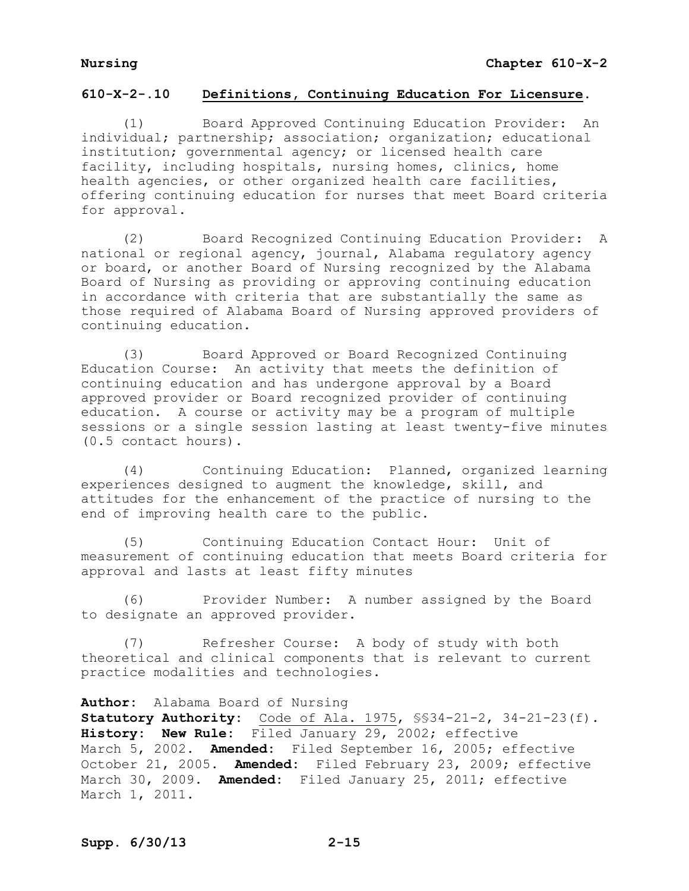## 610-X-2-.10 Definitions, Continuing Education For Licensure.

(1) Board Approved Continuing Education Provider: An individual; partnership; association; organization; educational institution; governmental agency; or licensed health care facility, including hospitals, nursing homes, clinics, home health agencies, or other organized health care facilities, offering continuing education for nurses that meet Board criteria for approval.

(2) Board Recognized Continuing Education Provider: A national or regional agency, journal, Alabama regulatory agency or board, or another Board of Nursing recognized by the Alabama Board of Nursing as providing or approving continuing education in accordance with criteria that are substantially the same as those required of Alabama Board of Nursing approved providers of continuing education.

(3) Board Approved or Board Recognized Continuing Education Course: An activity that meets the definition of continuing education and has undergone approval by a Board approved provider or Board recognized provider of continuing education. A course or activity may be a program of multiple sessions or a single session lasting at least twenty-five minutes (0.5 contact hours).

(4) Continuing Education: Planned, organized learning experiences designed to augment the knowledge, skill, and attitudes for the enhancement of the practice of nursing to the end of improving health care to the public.

(5) Continuing Education Contact Hour: Unit of measurement of continuing education that meets Board criteria for approval and lasts at least fifty minutes

(6) Provider Number: A number assigned by the Board to designate an approved provider.

(7) Refresher Course: A body of study with both theoretical and clinical components that is relevant to current practice modalities and technologies.

**Author:** Alabama Board of Nursing
**Statutory Authority:** Code of Ala. 1975, §§34-21-2, 34-21-23(f).
**History:** **New Rule:** Filed January 29, 2002; effective March 5, 2002. **Amended:** Filed September 16, 2005; effective October 21, 2005. **Amended:** Filed February 23, 2009; effective March 30, 2009. **Amended:** Filed January 25, 2011; effective March 1, 2011.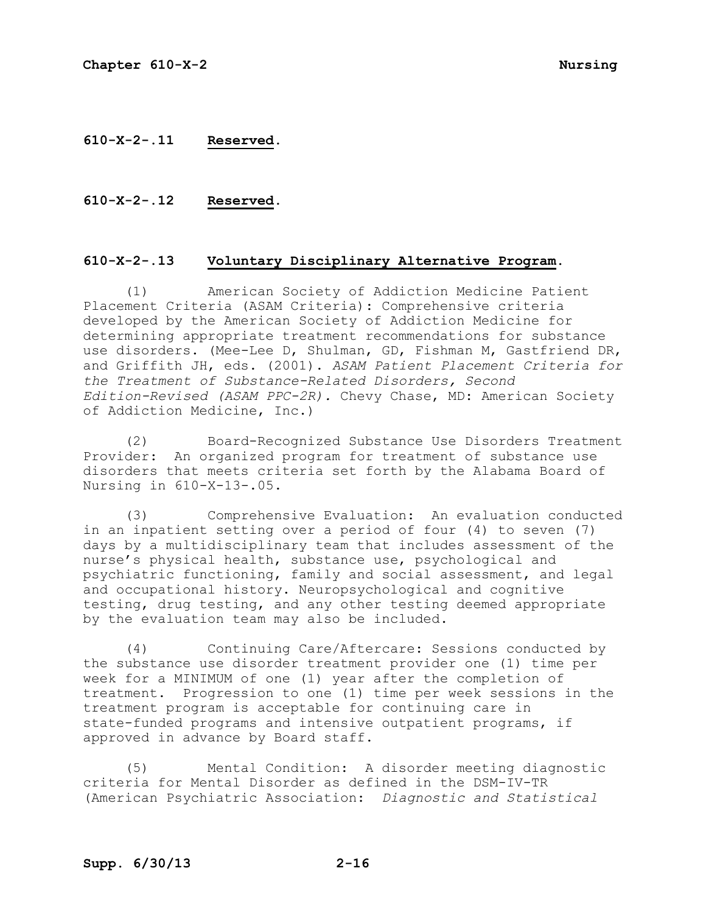**610-X-2-.11 Reserved.**

**610-X-2-.12 Reserved.**

**610-X-2-.13 Voluntary Disciplinary Alternative Program.**

(1) American Society of Addiction Medicine Patient Placement Criteria (ASAM Criteria): Comprehensive criteria developed by the American Society of Addiction Medicine for determining appropriate treatment recommendations for substance use disorders. (Mee-Lee D, Shulman, GD, Fishman M, Gastfriend DR, and Griffith JH, eds. (2001). *ASAM Patient Placement Criteria for the Treatment of Substance-Related Disorders, Second Edition-Revised (ASAM PPC-2R).* Chevy Chase, MD: American Society of Addiction Medicine, Inc.)

(2) Board-Recognized Substance Use Disorders Treatment Provider: An organized program for treatment of substance use disorders that meets criteria set forth by the Alabama Board of Nursing in 610-X-13-.05.

(3) Comprehensive Evaluation: An evaluation conducted in an inpatient setting over a period of four (4) to seven (7) days by a multidisciplinary team that includes assessment of the nurse's physical health, substance use, psychological and psychiatric functioning, family and social assessment, and legal and occupational history. Neuropsychological and cognitive testing, drug testing, and any other testing deemed appropriate by the evaluation team may also be included.

(4) Continuing Care/Aftercare: Sessions conducted by the substance use disorder treatment provider one (1) time per week for a MINIMUM of one (1) year after the completion of treatment. Progression to one (1) time per week sessions in the treatment program is acceptable for continuing care in state-funded programs and intensive outpatient programs, if approved in advance by Board staff.

(5) Mental Condition: A disorder meeting diagnostic criteria for Mental Disorder as defined in the DSM-IV-TR (American Psychiatric Association: *Diagnostic and Statistical*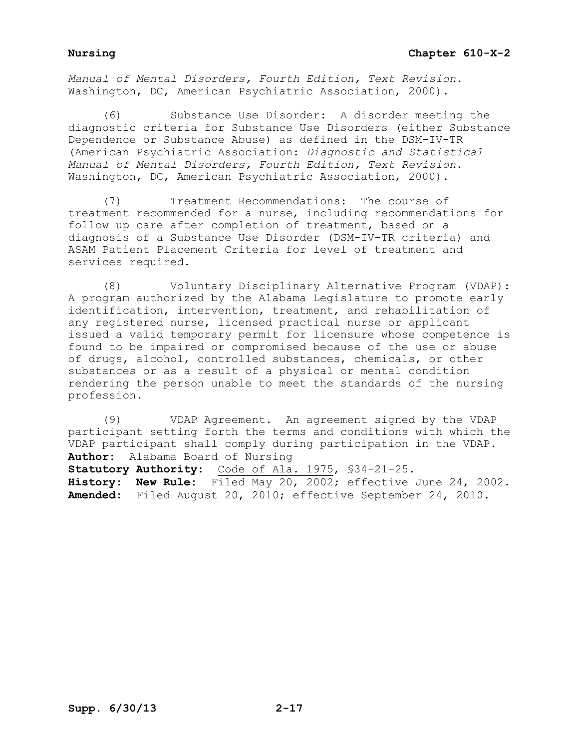*Manual of Mental Disorders, Fourth Edition, Text Revision.* Washington, DC, American Psychiatric Association, 2000).

(6) Substance Use Disorder: A disorder meeting the diagnostic criteria for Substance Use Disorders (either Substance Dependence or Substance Abuse) as defined in the DSM-IV-TR (American Psychiatric Association: *Diagnostic and Statistical Manual of Mental Disorders, Fourth Edition, Text Revision.* Washington, DC, American Psychiatric Association, 2000).

(7) Treatment Recommendations: The course of treatment recommended for a nurse, including recommendations for follow up care after completion of treatment, based on a diagnosis of a Substance Use Disorder (DSM-IV-TR criteria) and ASAM Patient Placement Criteria for level of treatment and services required.

(8) Voluntary Disciplinary Alternative Program (VDAP): A program authorized by the Alabama Legislature to promote early identification, intervention, treatment, and rehabilitation of any registered nurse, licensed practical nurse or applicant issued a valid temporary permit for licensure whose competence is found to be impaired or compromised because of the use or abuse of drugs, alcohol, controlled substances, chemicals, or other substances or as a result of a physical or mental condition rendering the person unable to meet the standards of the nursing profession.

(9) VDAP Agreement. An agreement signed by the VDAP participant setting forth the terms and conditions with which the VDAP participant shall comply during participation in the VDAP.

**Author**: Alabama Board of Nursing
**Statutory Authority**: Code of Ala. 1975, §34-21-25.
**History: New Rule**: Filed May 20, 2002; effective June 24, 2002.
**Amended**: Filed August 20, 2010; effective September 24, 2010.